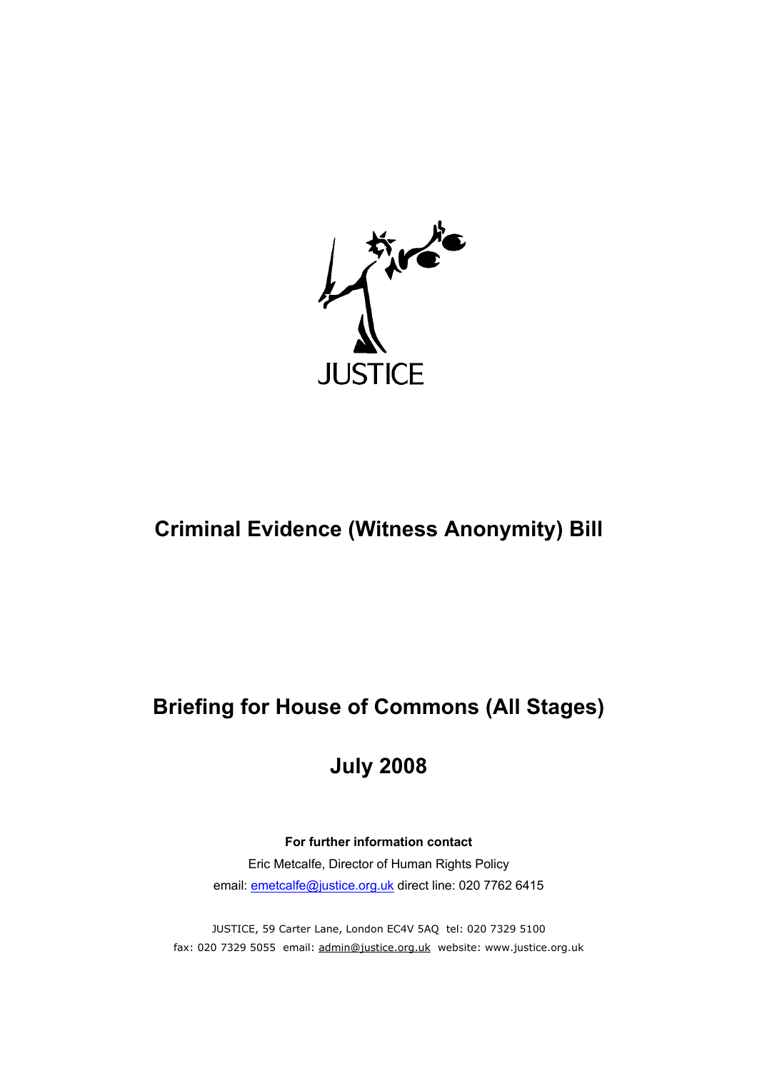JUSTICE

# Criminal Evidence (Witness Anonymity) Bill

## Briefing for House of Commons (All Stages)

## July 2008

**For further information contact**

Eric Metcalfe, Director of Human Rights Policy

email: emetcalfe@justice.org.uk direct line: 020 7762 6415

JUSTICE, 59 Carter Lane, London EC4V 5AQ tel: 020 7329 5100
fax: 020 7329 5055 email: admin@justice.org.uk website: www.justice.org.uk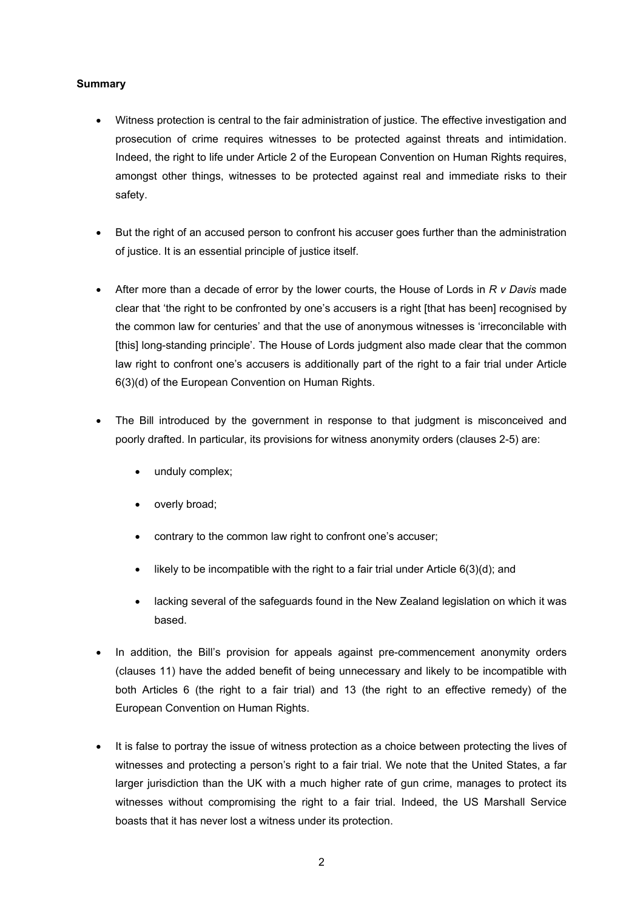**Summary**

- Witness protection is central to the fair administration of justice. The effective investigation and prosecution of crime requires witnesses to be protected against threats and intimidation. Indeed, the right to life under Article 2 of the European Convention on Human Rights requires, amongst other things, witnesses to be protected against real and immediate risks to their safety.

- But the right of an accused person to confront his accuser goes further than the administration of justice. It is an essential principle of justice itself.

- After more than a decade of error by the lower courts, the House of Lords in *R v Davis* made clear that 'the right to be confronted by one's accusers is a right [that has been] recognised by the common law for centuries' and that the use of anonymous witnesses is 'irreconcilable with [this] long-standing principle'. The House of Lords judgment also made clear that the common law right to confront one's accusers is additionally part of the right to a fair trial under Article 6(3)(d) of the European Convention on Human Rights.

- The Bill introduced by the government in response to that judgment is misconceived and poorly drafted. In particular, its provisions for witness anonymity orders (clauses 2-5) are:

  - unduly complex;

  - overly broad;

  - contrary to the common law right to confront one's accuser;

  - likely to be incompatible with the right to a fair trial under Article 6(3)(d); and

  - lacking several of the safeguards found in the New Zealand legislation on which it was based.

- In addition, the Bill's provision for appeals against pre-commencement anonymity orders (clauses 11) have the added benefit of being unnecessary and likely to be incompatible with both Articles 6 (the right to a fair trial) and 13 (the right to an effective remedy) of the European Convention on Human Rights.

- It is false to portray the issue of witness protection as a choice between protecting the lives of witnesses and protecting a person's right to a fair trial. We note that the United States, a far larger jurisdiction than the UK with a much higher rate of gun crime, manages to protect its witnesses without compromising the right to a fair trial. Indeed, the US Marshall Service boasts that it has never lost a witness under its protection.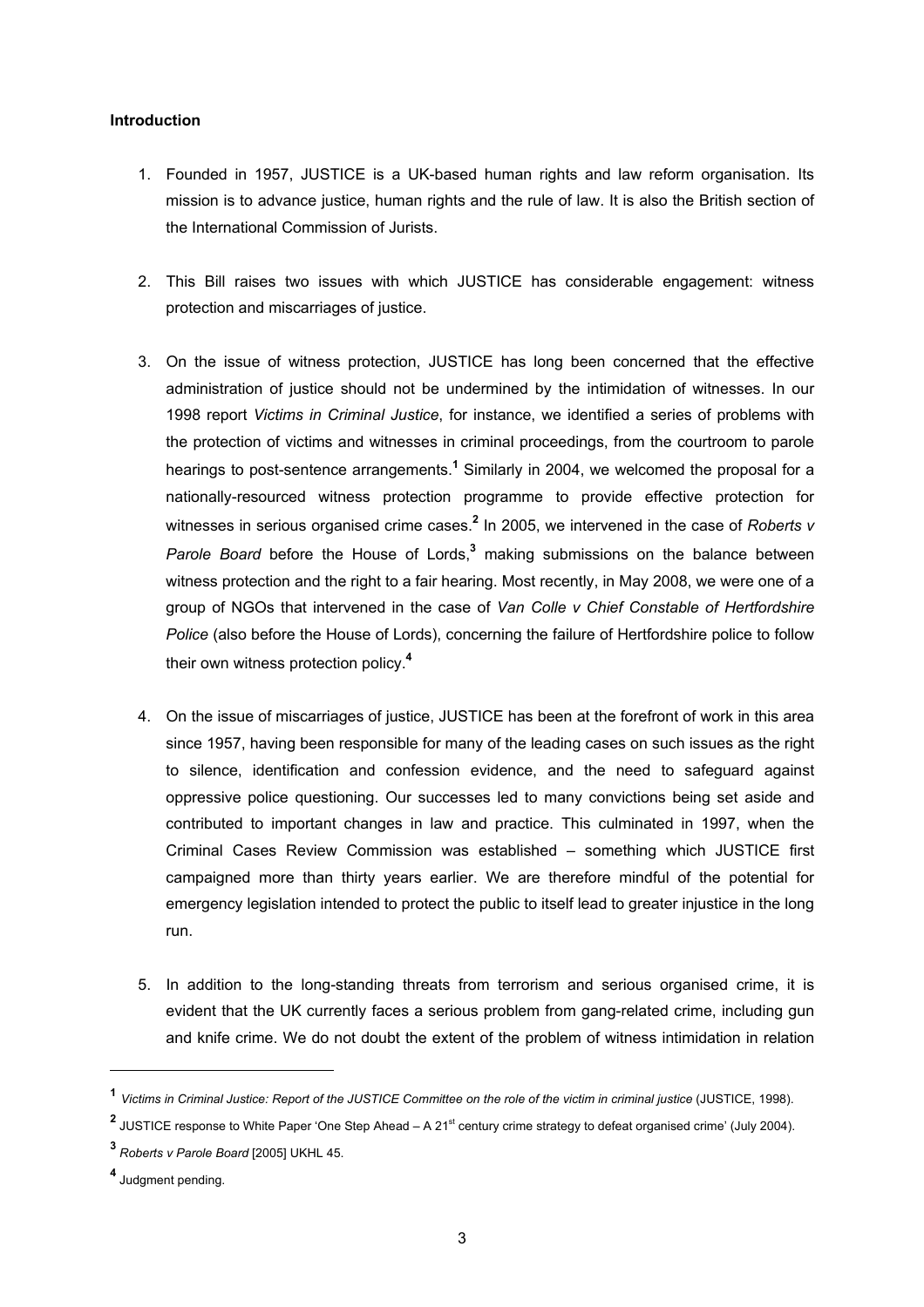**Introduction**

1. Founded in 1957, JUSTICE is a UK-based human rights and law reform organisation. Its mission is to advance justice, human rights and the rule of law. It is also the British section of the International Commission of Jurists.

2. This Bill raises two issues with which JUSTICE has considerable engagement: witness protection and miscarriages of justice.

3. On the issue of witness protection, JUSTICE has long been concerned that the effective administration of justice should not be undermined by the intimidation of witnesses. In our 1998 report *Victims in Criminal Justice*, for instance, we identified a series of problems with the protection of victims and witnesses in criminal proceedings, from the courtroom to parole hearings to post-sentence arrangements.[1] Similarly in 2004, we welcomed the proposal for a nationally-resourced witness protection programme to provide effective protection for witnesses in serious organised crime cases.[2] In 2005, we intervened in the case of *Roberts v Parole Board* before the House of Lords,[3] making submissions on the balance between witness protection and the right to a fair hearing. Most recently, in May 2008, we were one of a group of NGOs that intervened in the case of *Van Colle v Chief Constable of Hertfordshire Police* (also before the House of Lords), concerning the failure of Hertfordshire police to follow their own witness protection policy.[4]

4. On the issue of miscarriages of justice, JUSTICE has been at the forefront of work in this area since 1957, having been responsible for many of the leading cases on such issues as the right to silence, identification and confession evidence, and the need to safeguard against oppressive police questioning. Our successes led to many convictions being set aside and contributed to important changes in law and practice. This culminated in 1997, when the Criminal Cases Review Commission was established – something which JUSTICE first campaigned more than thirty years earlier. We are therefore mindful of the potential for emergency legislation intended to protect the public to itself lead to greater injustice in the long run.

5. In addition to the long-standing threats from terrorism and serious organised crime, it is evident that the UK currently faces a serious problem from gang-related crime, including gun and knife crime. We do not doubt the extent of the problem of witness intimidation in relation

---

[1] *Victims in Criminal Justice: Report of the JUSTICE Committee on the role of the victim in criminal justice* (JUSTICE, 1998).

[2] JUSTICE response to White Paper 'One Step Ahead – A 21st century crime strategy to defeat organised crime' (July 2004).

[3] *Roberts v Parole Board* [2005] UKHL 45.

[4] Judgment pending.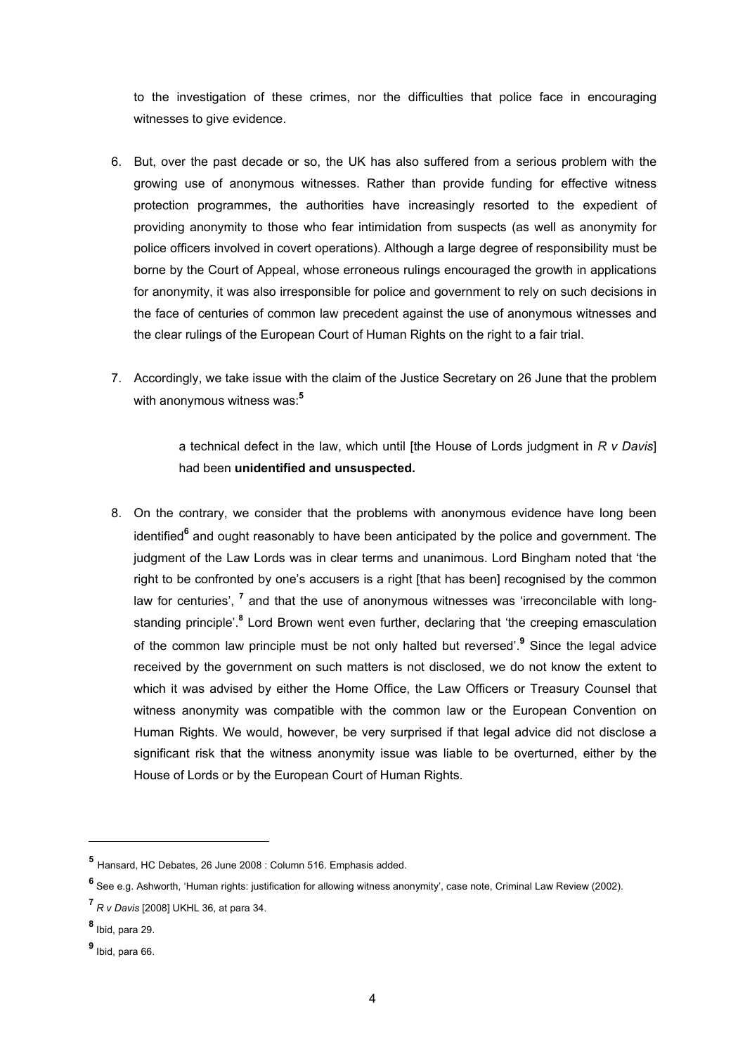to the investigation of these crimes, nor the difficulties that police face in encouraging witnesses to give evidence.

6. But, over the past decade or so, the UK has also suffered from a serious problem with the growing use of anonymous witnesses. Rather than provide funding for effective witness protection programmes, the authorities have increasingly resorted to the expedient of providing anonymity to those who fear intimidation from suspects (as well as anonymity for police officers involved in covert operations). Although a large degree of responsibility must be borne by the Court of Appeal, whose erroneous rulings encouraged the growth in applications for anonymity, it was also irresponsible for police and government to rely on such decisions in the face of centuries of common law precedent against the use of anonymous witnesses and the clear rulings of the European Court of Human Rights on the right to a fair trial.

7. Accordingly, we take issue with the claim of the Justice Secretary on 26 June that the problem with anonymous witness was:[5]

> a technical defect in the law, which until [the House of Lords judgment in *R v Davis*] had been **unidentified and unsuspected.**

8. On the contrary, we consider that the problems with anonymous evidence have long been identified[6] and ought reasonably to have been anticipated by the police and government. The judgment of the Law Lords was in clear terms and unanimous. Lord Bingham noted that 'the right to be confronted by one's accusers is a right [that has been] recognised by the common law for centuries', [7] and that the use of anonymous witnesses was 'irreconcilable with long-standing principle'.[8] Lord Brown went even further, declaring that 'the creeping emasculation of the common law principle must be not only halted but reversed'.[9] Since the legal advice received by the government on such matters is not disclosed, we do not know the extent to which it was advised by either the Home Office, the Law Officers or Treasury Counsel that witness anonymity was compatible with the common law or the European Convention on Human Rights. We would, however, be very surprised if that legal advice did not disclose a significant risk that the witness anonymity issue was liable to be overturned, either by the House of Lords or by the European Court of Human Rights.

---

[5] Hansard, HC Debates, 26 June 2008 : Column 516. Emphasis added.

[6] See e.g. Ashworth, 'Human rights: justification for allowing witness anonymity', case note, Criminal Law Review (2002).

[7] *R v Davis* [2008] UKHL 36, at para 34.

[8] Ibid, para 29.

[9] Ibid, para 66.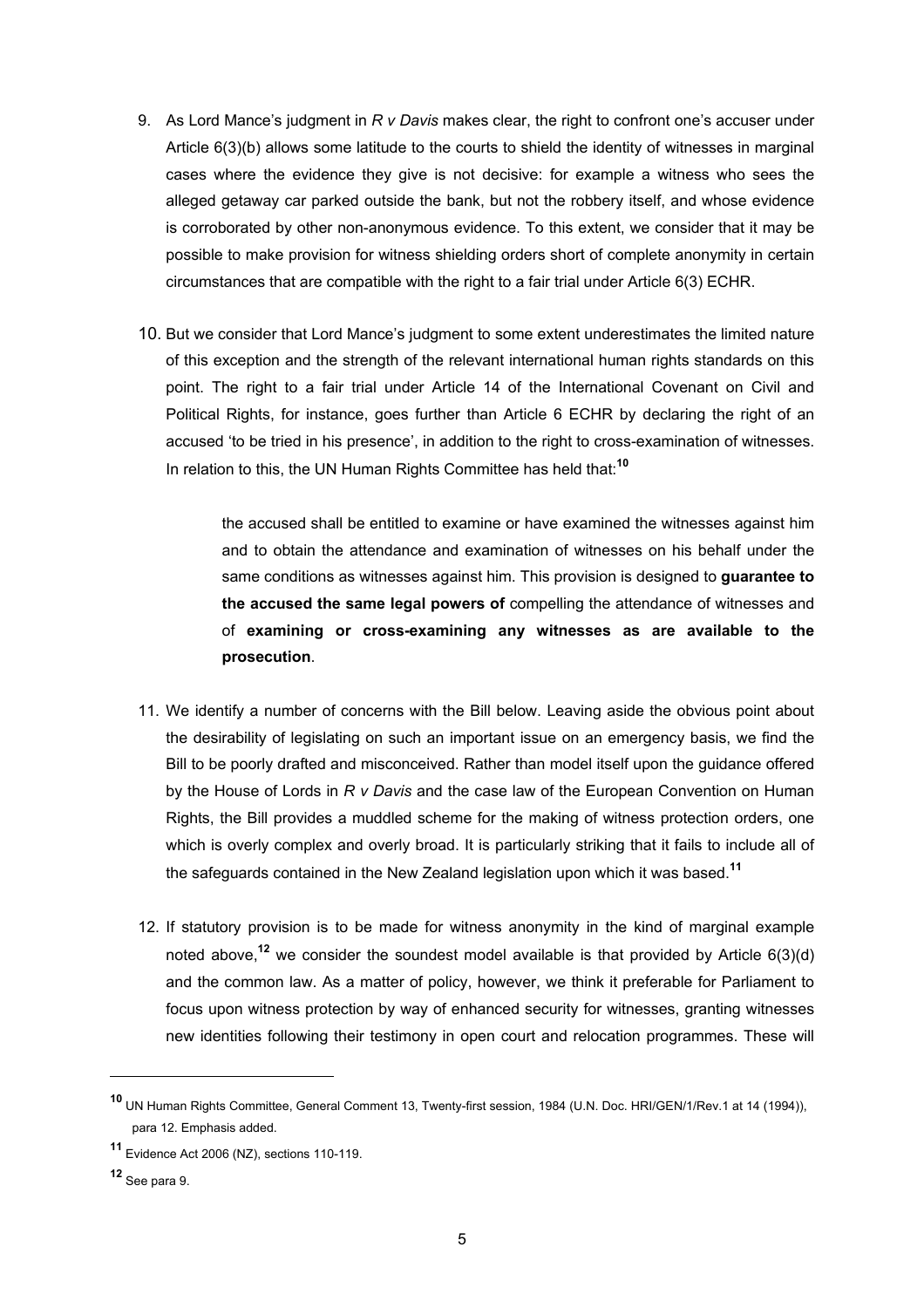9. As Lord Mance's judgment in *R v Davis* makes clear, the right to confront one's accuser under Article 6(3)(b) allows some latitude to the courts to shield the identity of witnesses in marginal cases where the evidence they give is not decisive: for example a witness who sees the alleged getaway car parked outside the bank, but not the robbery itself, and whose evidence is corroborated by other non-anonymous evidence. To this extent, we consider that it may be possible to make provision for witness shielding orders short of complete anonymity in certain circumstances that are compatible with the right to a fair trial under Article 6(3) ECHR.

10. But we consider that Lord Mance's judgment to some extent underestimates the limited nature of this exception and the strength of the relevant international human rights standards on this point. The right to a fair trial under Article 14 of the International Covenant on Civil and Political Rights, for instance, goes further than Article 6 ECHR by declaring the right of an accused 'to be tried in his presence', in addition to the right to cross-examination of witnesses. In relation to this, the UN Human Rights Committee has held that:[10]

> the accused shall be entitled to examine or have examined the witnesses against him and to obtain the attendance and examination of witnesses on his behalf under the same conditions as witnesses against him. This provision is designed to **guarantee to the accused the same legal powers of** compelling the attendance of witnesses and of **examining or cross-examining any witnesses as are available to the prosecution**.

11. We identify a number of concerns with the Bill below. Leaving aside the obvious point about the desirability of legislating on such an important issue on an emergency basis, we find the Bill to be poorly drafted and misconceived. Rather than model itself upon the guidance offered by the House of Lords in *R v Davis* and the case law of the European Convention on Human Rights, the Bill provides a muddled scheme for the making of witness protection orders, one which is overly complex and overly broad. It is particularly striking that it fails to include all of the safeguards contained in the New Zealand legislation upon which it was based.[11]

12. If statutory provision is to be made for witness anonymity in the kind of marginal example noted above,[12] we consider the soundest model available is that provided by Article 6(3)(d) and the common law. As a matter of policy, however, we think it preferable for Parliament to focus upon witness protection by way of enhanced security for witnesses, granting witnesses new identities following their testimony in open court and relocation programmes. These will

---

[10] UN Human Rights Committee, General Comment 13, Twenty-first session, 1984 (U.N. Doc. HRI/GEN/1/Rev.1 at 14 (1994)), para 12. Emphasis added.

[11] Evidence Act 2006 (NZ), sections 110-119.

[12] See para 9.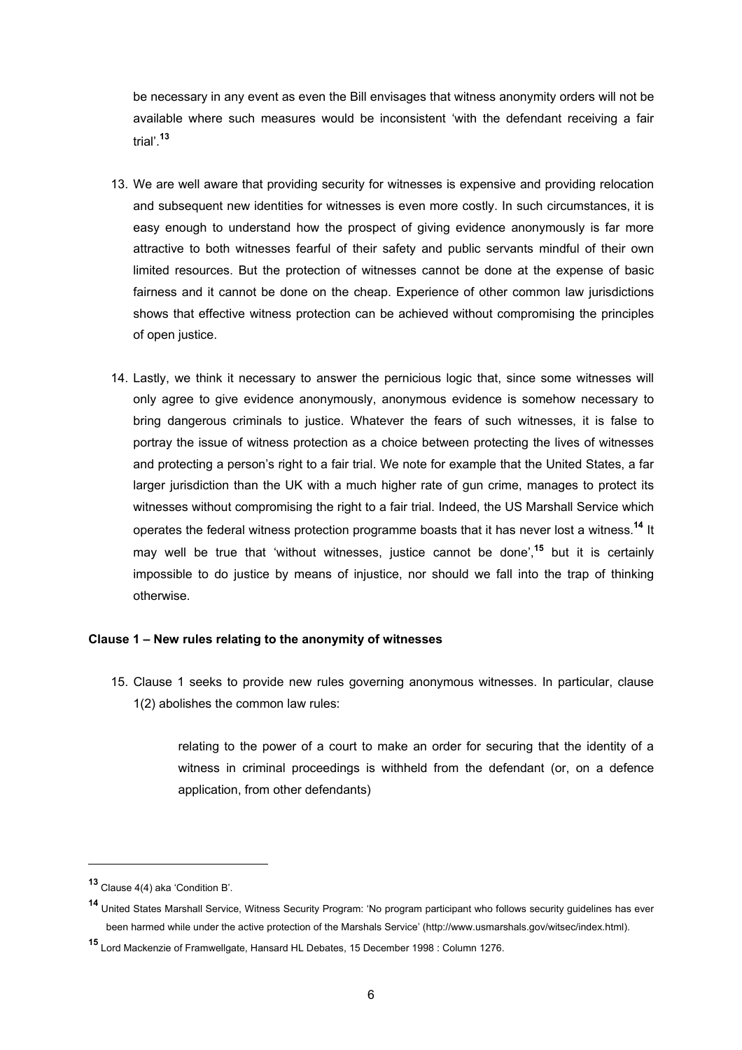be necessary in any event as even the Bill envisages that witness anonymity orders will not be available where such measures would be inconsistent 'with the defendant receiving a fair trial'.[13]

13. We are well aware that providing security for witnesses is expensive and providing relocation and subsequent new identities for witnesses is even more costly. In such circumstances, it is easy enough to understand how the prospect of giving evidence anonymously is far more attractive to both witnesses fearful of their safety and public servants mindful of their own limited resources. But the protection of witnesses cannot be done at the expense of basic fairness and it cannot be done on the cheap. Experience of other common law jurisdictions shows that effective witness protection can be achieved without compromising the principles of open justice.

14. Lastly, we think it necessary to answer the pernicious logic that, since some witnesses will only agree to give evidence anonymously, anonymous evidence is somehow necessary to bring dangerous criminals to justice. Whatever the fears of such witnesses, it is false to portray the issue of witness protection as a choice between protecting the lives of witnesses and protecting a person's right to a fair trial. We note for example that the United States, a far larger jurisdiction than the UK with a much higher rate of gun crime, manages to protect its witnesses without compromising the right to a fair trial. Indeed, the US Marshall Service which operates the federal witness protection programme boasts that it has never lost a witness.[14] It may well be true that 'without witnesses, justice cannot be done',[15] but it is certainly impossible to do justice by means of injustice, nor should we fall into the trap of thinking otherwise.

**Clause 1 – New rules relating to the anonymity of witnesses**

15. Clause 1 seeks to provide new rules governing anonymous witnesses. In particular, clause 1(2) abolishes the common law rules:

> relating to the power of a court to make an order for securing that the identity of a witness in criminal proceedings is withheld from the defendant (or, on a defence application, from other defendants)

---

[13] Clause 4(4) aka 'Condition B'.

[14] United States Marshall Service, Witness Security Program: 'No program participant who follows security guidelines has ever been harmed while under the active protection of the Marshals Service' (http://www.usmarshals.gov/witsec/index.html).

[15] Lord Mackenzie of Framwellgate, Hansard HL Debates, 15 December 1998 : Column 1276.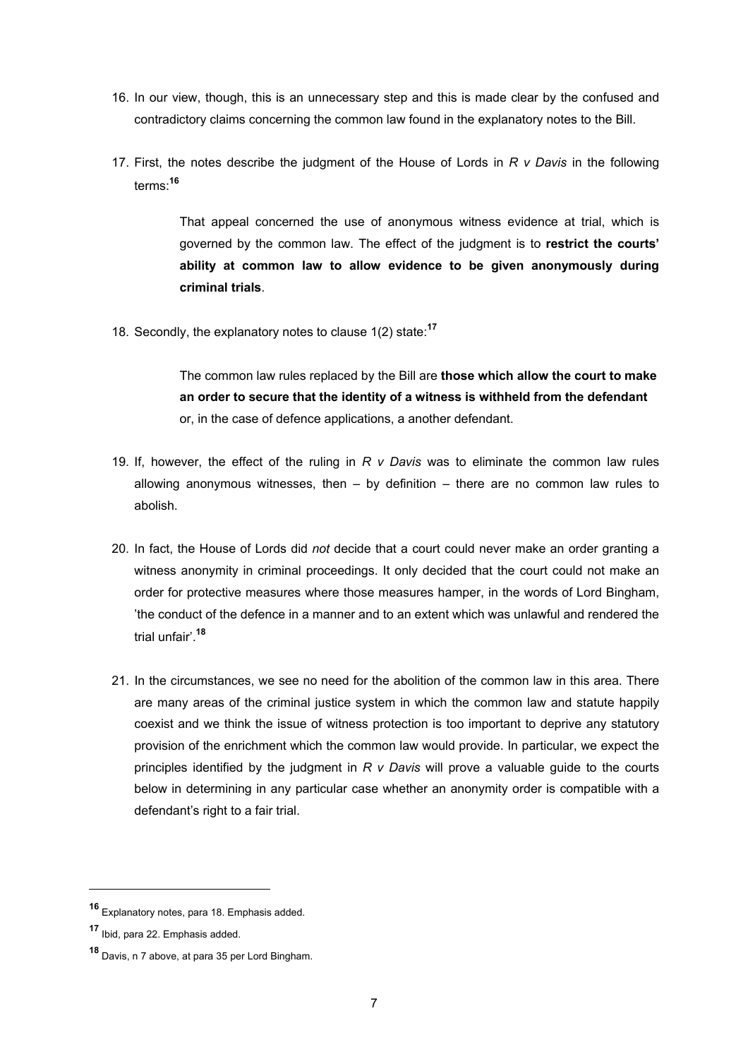16. In our view, though, this is an unnecessary step and this is made clear by the confused and contradictory claims concerning the common law found in the explanatory notes to the Bill.

17. First, the notes describe the judgment of the House of Lords in *R v Davis* in the following terms:[16]

> That appeal concerned the use of anonymous witness evidence at trial, which is governed by the common law. The effect of the judgment is to **restrict the courts' ability at common law to allow evidence to be given anonymously during criminal trials**.

18. Secondly, the explanatory notes to clause 1(2) state:[17]

> The common law rules replaced by the Bill are **those which allow the court to make an order to secure that the identity of a witness is withheld from the defendant** or, in the case of defence applications, a another defendant.

19. If, however, the effect of the ruling in *R v Davis* was to eliminate the common law rules allowing anonymous witnesses, then – by definition – there are no common law rules to abolish.

20. In fact, the House of Lords did *not* decide that a court could never make an order granting a witness anonymity in criminal proceedings. It only decided that the court could not make an order for protective measures where those measures hamper, in the words of Lord Bingham, 'the conduct of the defence in a manner and to an extent which was unlawful and rendered the trial unfair'.[18]

21. In the circumstances, we see no need for the abolition of the common law in this area. There are many areas of the criminal justice system in which the common law and statute happily coexist and we think the issue of witness protection is too important to deprive any statutory provision of the enrichment which the common law would provide. In particular, we expect the principles identified by the judgment in *R v Davis* will prove a valuable guide to the courts below in determining in any particular case whether an anonymity order is compatible with a defendant's right to a fair trial.

---

[16] Explanatory notes, para 18. Emphasis added.

[17] Ibid, para 22. Emphasis added.

[18] Davis, n 7 above, at para 35 per Lord Bingham.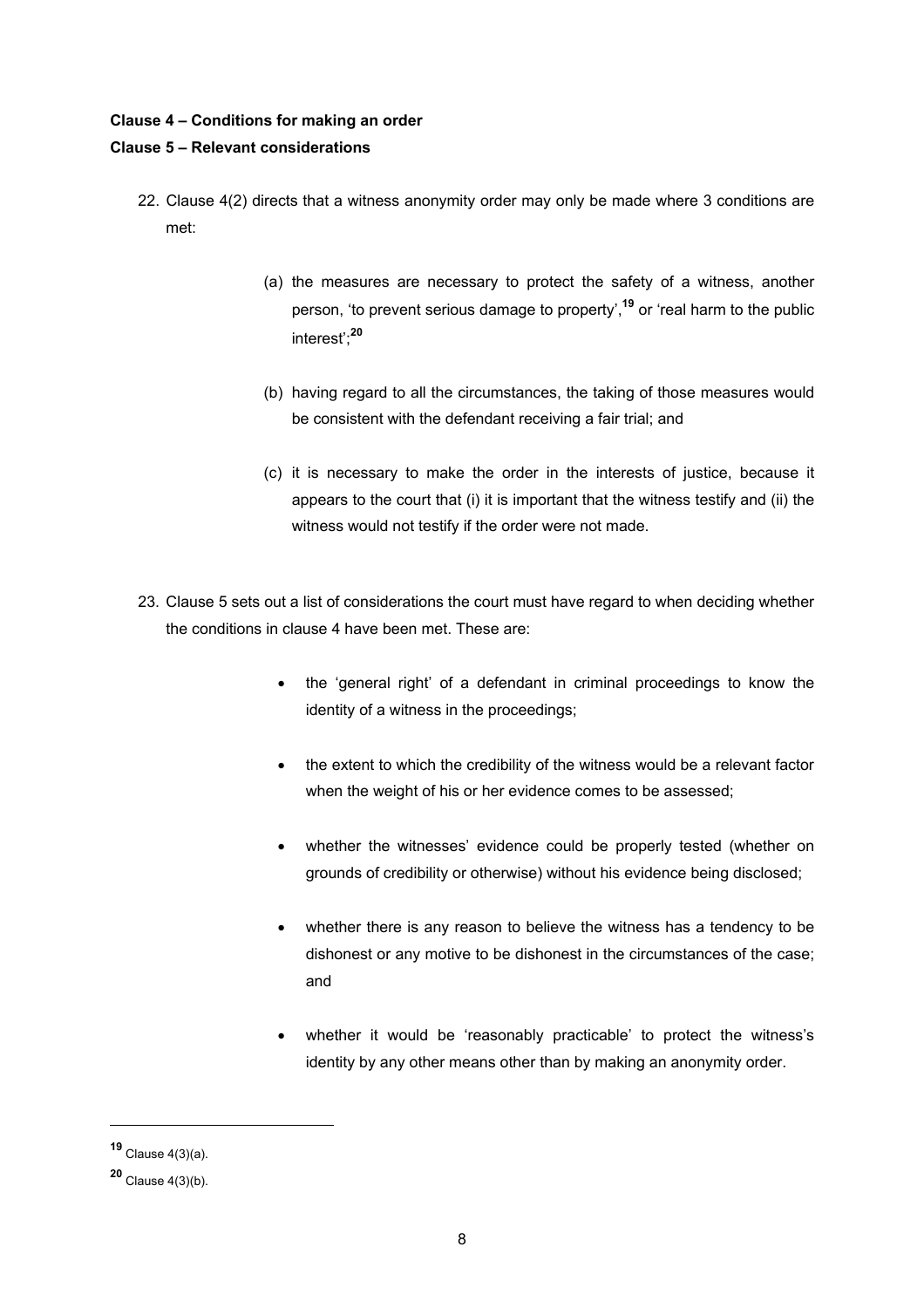**Clause 4 – Conditions for making an order**

**Clause 5 – Relevant considerations**

22. Clause 4(2) directs that a witness anonymity order may only be made where 3 conditions are met:

    (a) the measures are necessary to protect the safety of a witness, another person, 'to prevent serious damage to property',[19] or 'real harm to the public interest';[20]

    (b) having regard to all the circumstances, the taking of those measures would be consistent with the defendant receiving a fair trial; and

    (c) it is necessary to make the order in the interests of justice, because it appears to the court that (i) it is important that the witness testify and (ii) the witness would not testify if the order were not made.

23. Clause 5 sets out a list of considerations the court must have regard to when deciding whether the conditions in clause 4 have been met. These are:

    - the 'general right' of a defendant in criminal proceedings to know the identity of a witness in the proceedings;
    - the extent to which the credibility of the witness would be a relevant factor when the weight of his or her evidence comes to be assessed;
    - whether the witnesses' evidence could be properly tested (whether on grounds of credibility or otherwise) without his evidence being disclosed;
    - whether there is any reason to believe the witness has a tendency to be dishonest or any motive to be dishonest in the circumstances of the case; and
    - whether it would be 'reasonably practicable' to protect the witness's identity by any other means other than by making an anonymity order.

---

[19] Clause 4(3)(a).

[20] Clause 4(3)(b).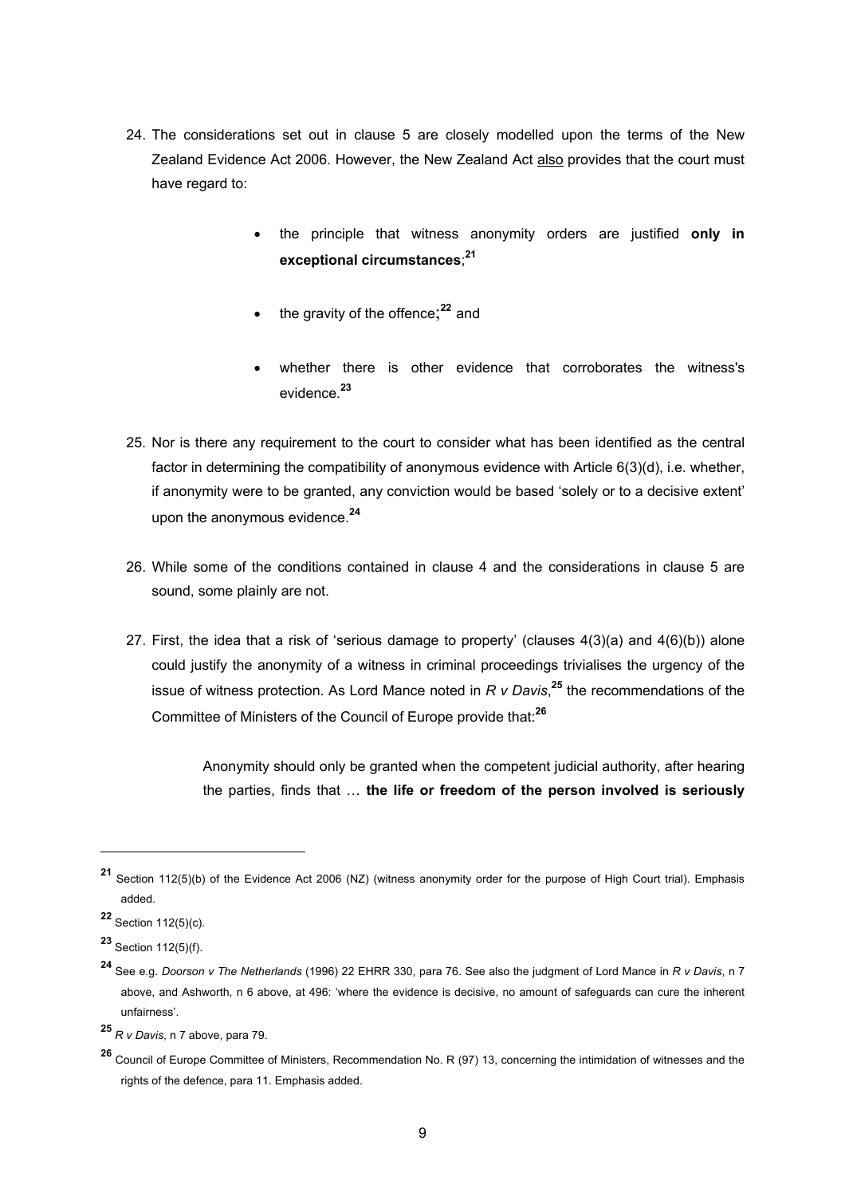24. The considerations set out in clause 5 are closely modelled upon the terms of the New Zealand Evidence Act 2006. However, the New Zealand Act also provides that the court must have regard to:

    - the principle that witness anonymity orders are justified **only in exceptional circumstances**;[21]
    - the gravity of the offence;[22] and
    - whether there is other evidence that corroborates the witness's evidence.[23]

25. Nor is there any requirement to the court to consider what has been identified as the central factor in determining the compatibility of anonymous evidence with Article 6(3)(d), i.e. whether, if anonymity were to be granted, any conviction would be based 'solely or to a decisive extent' upon the anonymous evidence.[24]

26. While some of the conditions contained in clause 4 and the considerations in clause 5 are sound, some plainly are not.

27. First, the idea that a risk of 'serious damage to property' (clauses 4(3)(a) and 4(6)(b)) alone could justify the anonymity of a witness in criminal proceedings trivialises the urgency of the issue of witness protection. As Lord Mance noted in *R v Davis*,[25] the recommendations of the Committee of Ministers of the Council of Europe provide that:[26]

    > Anonymity should only be granted when the competent judicial authority, after hearing the parties, finds that … **the life or freedom of the person involved is seriously**

---

[21] Section 112(5)(b) of the Evidence Act 2006 (NZ) (witness anonymity order for the purpose of High Court trial). Emphasis added.

[22] Section 112(5)(c).

[23] Section 112(5)(f).

[24] See e.g. *Doorson v The Netherlands* (1996) 22 EHRR 330, para 76. See also the judgment of Lord Mance in *R v Davis*, n 7 above, and Ashworth, n 6 above, at 496: 'where the evidence is decisive, no amount of safeguards can cure the inherent unfairness'.

[25] *R v Davis*, n 7 above, para 79.

[26] Council of Europe Committee of Ministers, Recommendation No. R (97) 13, concerning the intimidation of witnesses and the rights of the defence, para 11. Emphasis added.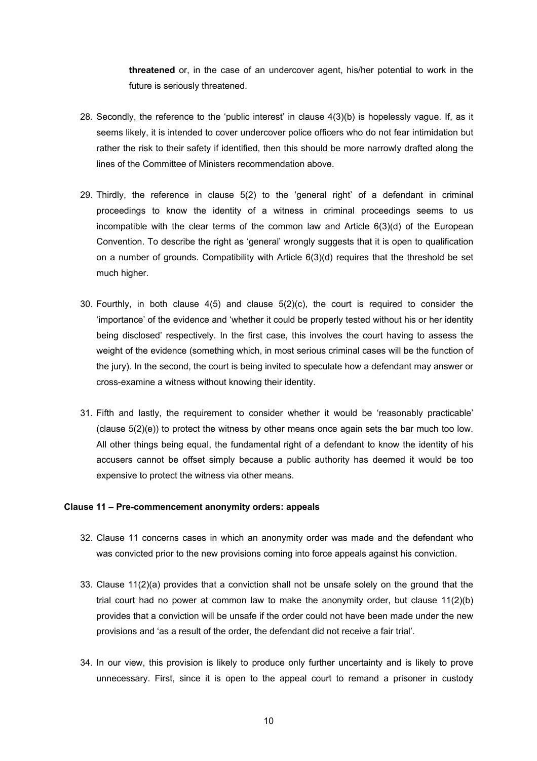**threatened** or, in the case of an undercover agent, his/her potential to work in the future is seriously threatened.

28. Secondly, the reference to the 'public interest' in clause 4(3)(b) is hopelessly vague. If, as it seems likely, it is intended to cover undercover police officers who do not fear intimidation but rather the risk to their safety if identified, then this should be more narrowly drafted along the lines of the Committee of Ministers recommendation above.

29. Thirdly, the reference in clause 5(2) to the 'general right' of a defendant in criminal proceedings to know the identity of a witness in criminal proceedings seems to us incompatible with the clear terms of the common law and Article 6(3)(d) of the European Convention. To describe the right as 'general' wrongly suggests that it is open to qualification on a number of grounds. Compatibility with Article 6(3)(d) requires that the threshold be set much higher.

30. Fourthly, in both clause 4(5) and clause 5(2)(c), the court is required to consider the 'importance' of the evidence and 'whether it could be properly tested without his or her identity being disclosed' respectively. In the first case, this involves the court having to assess the weight of the evidence (something which, in most serious criminal cases will be the function of the jury). In the second, the court is being invited to speculate how a defendant may answer or cross-examine a witness without knowing their identity.

31. Fifth and lastly, the requirement to consider whether it would be 'reasonably practicable' (clause 5(2)(e)) to protect the witness by other means once again sets the bar much too low. All other things being equal, the fundamental right of a defendant to know the identity of his accusers cannot be offset simply because a public authority has deemed it would be too expensive to protect the witness via other means.

**Clause 11 – Pre-commencement anonymity orders: appeals**

32. Clause 11 concerns cases in which an anonymity order was made and the defendant who was convicted prior to the new provisions coming into force appeals against his conviction.

33. Clause 11(2)(a) provides that a conviction shall not be unsafe solely on the ground that the trial court had no power at common law to make the anonymity order, but clause 11(2)(b) provides that a conviction will be unsafe if the order could not have been made under the new provisions and 'as a result of the order, the defendant did not receive a fair trial'.

34. In our view, this provision is likely to produce only further uncertainty and is likely to prove unnecessary. First, since it is open to the appeal court to remand a prisoner in custody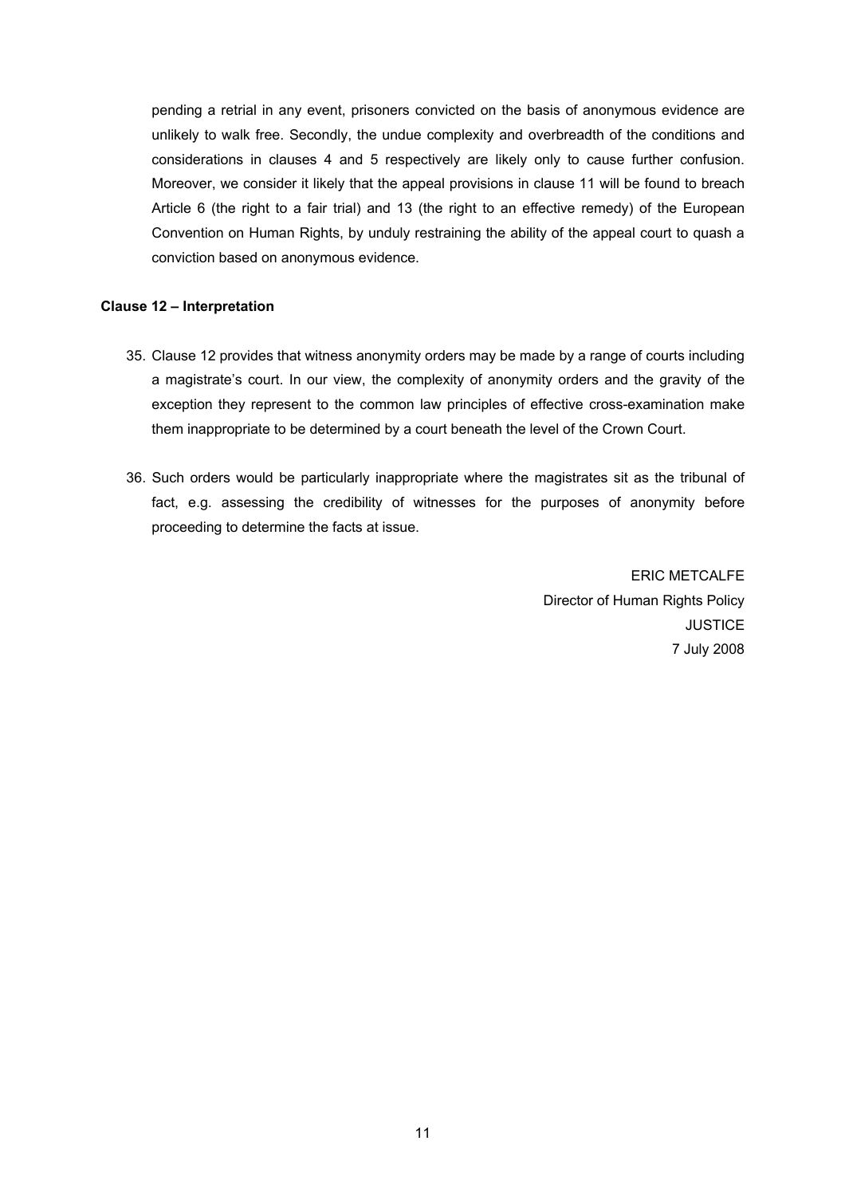pending a retrial in any event, prisoners convicted on the basis of anonymous evidence are unlikely to walk free. Secondly, the undue complexity and overbreadth of the conditions and considerations in clauses 4 and 5 respectively are likely only to cause further confusion. Moreover, we consider it likely that the appeal provisions in clause 11 will be found to breach Article 6 (the right to a fair trial) and 13 (the right to an effective remedy) of the European Convention on Human Rights, by unduly restraining the ability of the appeal court to quash a conviction based on anonymous evidence.

**Clause 12 – Interpretation**

35. Clause 12 provides that witness anonymity orders may be made by a range of courts including a magistrate's court. In our view, the complexity of anonymity orders and the gravity of the exception they represent to the common law principles of effective cross-examination make them inappropriate to be determined by a court beneath the level of the Crown Court.

36. Such orders would be particularly inappropriate where the magistrates sit as the tribunal of fact, e.g. assessing the credibility of witnesses for the purposes of anonymity before proceeding to determine the facts at issue.

ERIC METCALFE
Director of Human Rights Policy
JUSTICE
7 July 2008